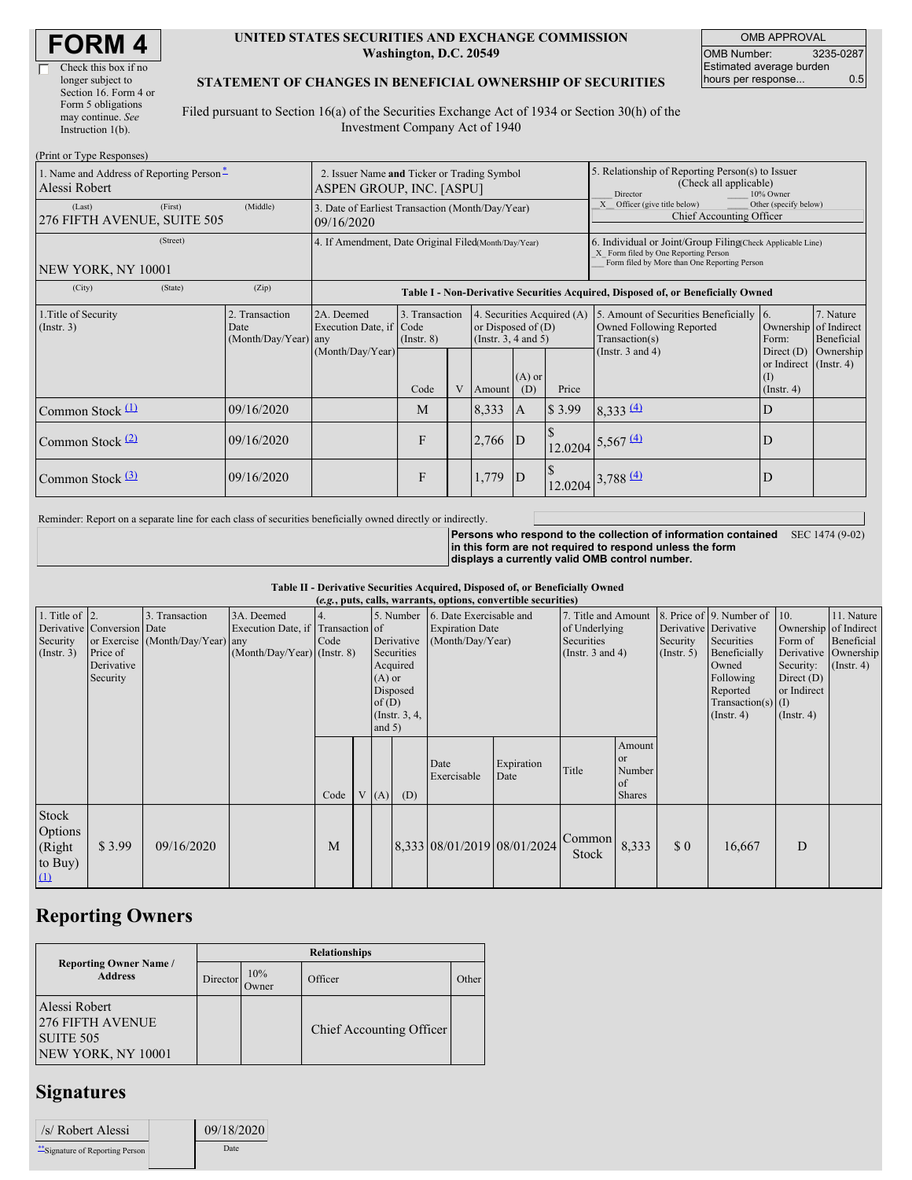# FORM 4

☐ Check this box if no longer subject to Section 16. Form 4 or Form 5 obligations may continue. *See* Instruction 1(b).

**UNITED STATES SECURITIES AND EXCHANGE COMMISSION**
**Washington, D.C. 20549**

**STATEMENT OF CHANGES IN BENEFICIAL OWNERSHIP OF SECURITIES**

Filed pursuant to Section 16(a) of the Securities Exchange Act of 1934 or Section 30(h) of the Investment Company Act of 1940

| OMB APPROVAL | |
|---|---|
| OMB Number: | 3235-0287 |
| Estimated average burden hours per response... | 0.5 |

(Print or Type Responses)

| | | |
|---|---|---|
| 1. Name and Address of Reporting Person * <br> Alessi Robert <br> (Last) (First) (Middle) <br> 276 FIFTH AVENUE, SUITE 505 <br> (Street) <br> NEW YORK, NY 10001 <br> (City) (State) (Zip) | 2. Issuer Name **and** Ticker or Trading Symbol <br> ASPEN GROUP, INC. [ASPU] <br> 3. Date of Earliest Transaction (Month/Day/Year) <br> 09/16/2020 <br> 4. If Amendment, Date Original Filed (Month/Day/Year) | 5. Relationship of Reporting Person(s) to Issuer (Check all applicable) <br> ___ Director ___ 10% Owner <br> \_X\_ Officer (give title below) ___ Other (specify below) <br> Chief Accounting Officer <br> 6. Individual or Joint/Group Filing (Check Applicable Line) <br> \_X\_ Form filed by One Reporting Person <br> ___ Form filed by More than One Reporting Person |

**Table I - Non-Derivative Securities Acquired, Disposed of, or Beneficially Owned**

| 1.Title of Security (Instr. 3) | 2. Transaction Date (Month/Day/Year) | 2A. Deemed Execution Date, if any (Month/Day/Year) | 3. Transaction Code (Instr. 8) | | 4. Securities Acquired (A) or Disposed of (D) (Instr. 3, 4 and 5) | | | 5. Amount of Securities Beneficially Owned Following Reported Transaction(s) (Instr. 3 and 4) | 6. Ownership Form: Direct (D) or Indirect (I) (Instr. 4) | 7. Nature of Indirect Beneficial Ownership (Instr. 4) |
|---|---|---|---|---|---|---|---|---|---|---|
| | | | Code | V | Amount | (A) or (D) | Price | | | |
| Common Stock (1) | 09/16/2020 | | M | | 8,333 | A | $ 3.99 | 8,333 (4) | D | |
| Common Stock (2) | 09/16/2020 | | F | | 2,766 | D | $ 12.0204 | 5,567 (4) | D | |
| Common Stock (3) | 09/16/2020 | | F | | 1,779 | D | $ 12.0204 | 3,788 (4) | D | |

Reminder: Report on a separate line for each class of securities beneficially owned directly or indirectly.

**Persons who respond to the collection of information contained in this form are not required to respond unless the form displays a currently valid OMB control number.** SEC 1474 (9-02)

**Table II - Derivative Securities Acquired, Disposed of, or Beneficially Owned**
**(*e.g.*, puts, calls, warrants, options, convertible securities)**

| 1. Title of Derivative Security (Instr. 3) | 2. Conversion or Exercise Price of Derivative Security | 3. Transaction Date (Month/Day/Year) | 3A. Deemed Execution Date, if any (Month/Day/Year) | 4. Transaction Code (Instr. 8) | | 5. Number of Derivative Securities Acquired (A) or Disposed of (D) (Instr. 3, 4, and 5) | | 6. Date Exercisable and Expiration Date (Month/Day/Year) | | 7. Title and Amount of Underlying Securities (Instr. 3 and 4) | | 8. Price of Derivative Security (Instr. 5) | 9. Number of Derivative Securities Beneficially Owned Following Reported Transaction(s) (Instr. 4) | 10. Ownership Form of Derivative Security: Direct (D) or Indirect (I) (Instr. 4) | 11. Nature of Indirect Beneficial Ownership (Instr. 4) |
|---|---|---|---|---|---|---|---|---|---|---|---|---|---|---|---|
| | | | | Code | V | (A) | (D) | Date Exercisable | Expiration Date | Title | Amount or Number of Shares | | | | |
| Stock Options (Right to Buy) (1) | $ 3.99 | 09/16/2020 | | M | | | 8,333 | 08/01/2019 | 08/01/2024 | Common Stock | 8,333 | $ 0 | 16,667 | D | |

## Reporting Owners

| Reporting Owner Name / Address | Relationships | | | |
|---|---|---|---|---|
| | Director | 10% Owner | Officer | Other |
| Alessi Robert <br> 276 FIFTH AVENUE <br> SUITE 505 <br> NEW YORK, NY 10001 | | | Chief Accounting Officer | |

## Signatures

| | |
|---|---|
| /s/ Robert Alessi | 09/18/2020 |
| **Signature of Reporting Person | Date |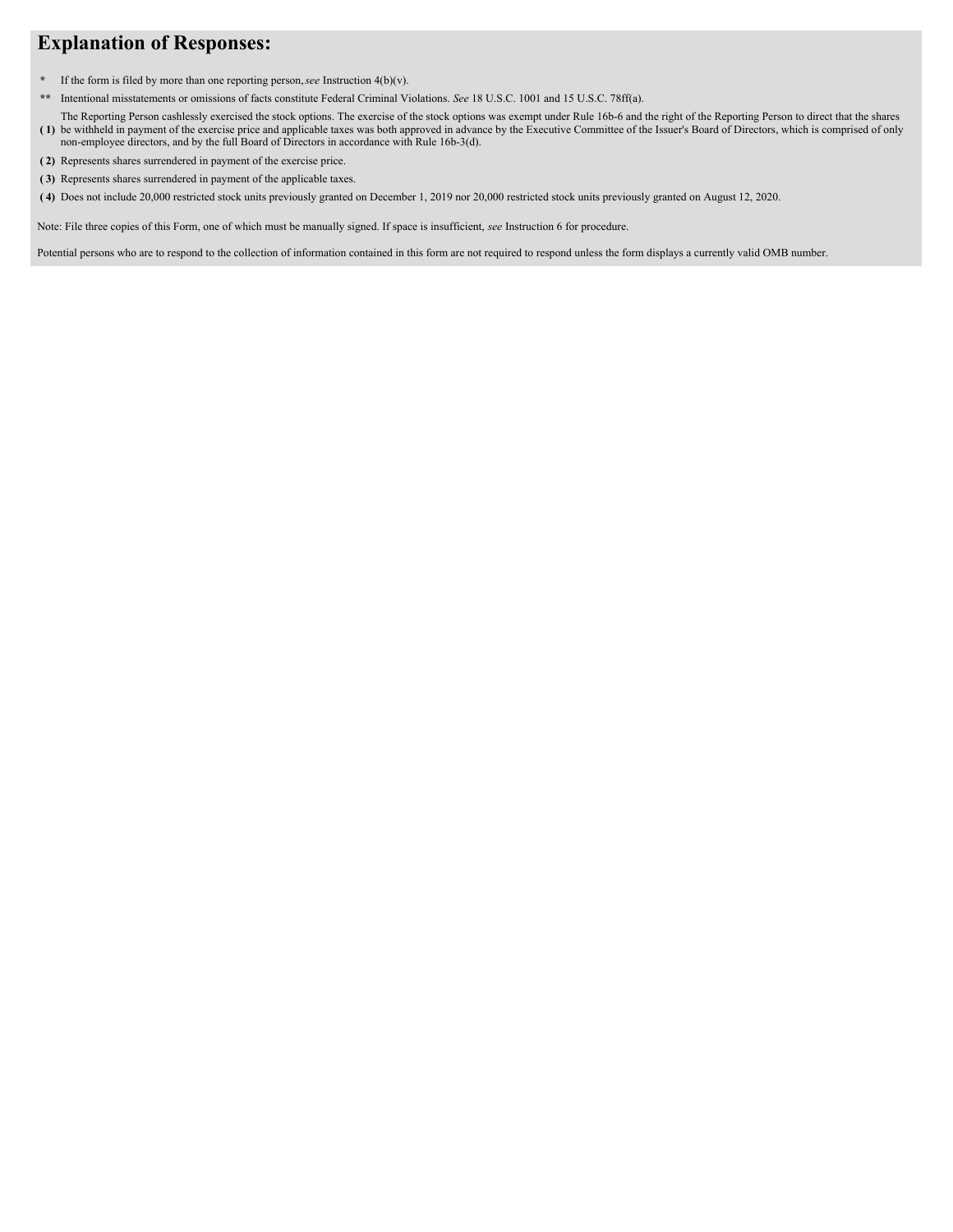## Explanation of Responses:

\* If the form is filed by more than one reporting person, *see* Instruction 4(b)(v).

\*\* Intentional misstatements or omissions of facts constitute Federal Criminal Violations. *See* 18 U.S.C. 1001 and 15 U.S.C. 78ff(a).

**( 1)** The Reporting Person cashlessly exercised the stock options. The exercise of the stock options was exempt under Rule 16b-6 and the right of the Reporting Person to direct that the shares be withheld in payment of the exercise price and applicable taxes was both approved in advance by the Executive Committee of the Issuer's Board of Directors, which is comprised of only non-employee directors, and by the full Board of Directors in accordance with Rule 16b-3(d).

**( 2)** Represents shares surrendered in payment of the exercise price.

**( 3)** Represents shares surrendered in payment of the applicable taxes.

**( 4)** Does not include 20,000 restricted stock units previously granted on December 1, 2019 nor 20,000 restricted stock units previously granted on August 12, 2020.

Note: File three copies of this Form, one of which must be manually signed. If space is insufficient, *see* Instruction 6 for procedure.

Potential persons who are to respond to the collection of information contained in this form are not required to respond unless the form displays a currently valid OMB number.